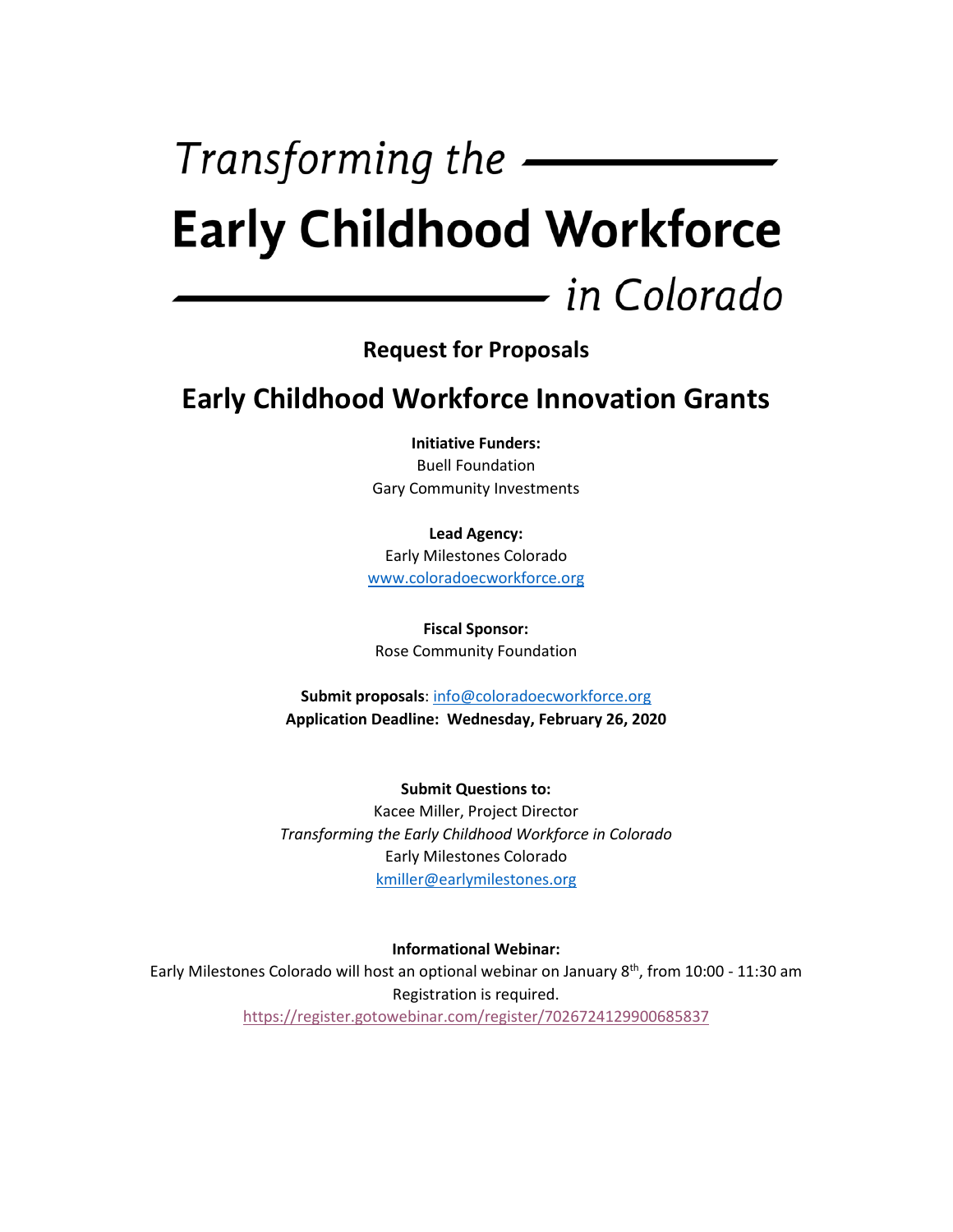# *Transforming the* Early Childhood Workforce *in Colorado*

## Request for Proposals

# Early Childhood Workforce Innovation Grants

**Initiative Funders:**
Buell Foundation
Gary Community Investments

**Lead Agency:**
Early Milestones Colorado
www.coloradoecworkforce.org

**Fiscal Sponsor:**
Rose Community Foundation

**Submit proposals**: info@coloradoecworkforce.org
**Application Deadline: Wednesday, February 26, 2020**

**Submit Questions to:**
Kacee Miller, Project Director
*Transforming the Early Childhood Workforce in Colorado*
Early Milestones Colorado
kmiller@earlymilestones.org

**Informational Webinar:**
Early Milestones Colorado will host an optional webinar on January 8th, from 10:00 - 11:30 am
Registration is required.
https://register.gotowebinar.com/register/7026724129900685837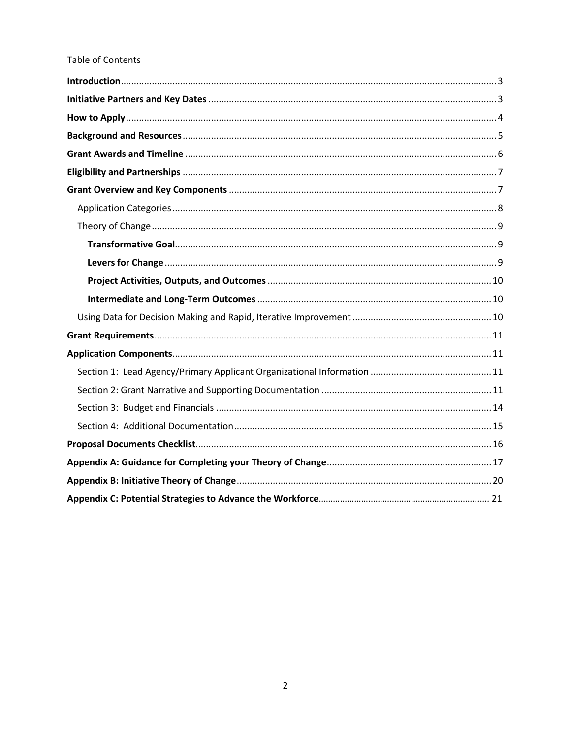Table of Contents

- **Introduction** ........ 3
- **Initiative Partners and Key Dates** ........ 3
- **How to Apply** ........ 4
- **Background and Resources** ........ 5
- **Grant Awards and Timeline** ........ 6
- **Eligibility and Partnerships** ........ 7
- **Grant Overview and Key Components** ........ 7
  - Application Categories ........ 8
  - Theory of Change ........ 9
    - **Transformative Goal** ........ 9
    - **Levers for Change** ........ 9
    - **Project Activities, Outputs, and Outcomes** ........ 10
    - **Intermediate and Long-Term Outcomes** ........ 10
  - Using Data for Decision Making and Rapid, Iterative Improvement ........ 10
- **Grant Requirements** ........ 11
- **Application Components** ........ 11
  - Section 1: Lead Agency/Primary Applicant Organizational Information ........ 11
  - Section 2: Grant Narrative and Supporting Documentation ........ 11
  - Section 3: Budget and Financials ........ 14
  - Section 4: Additional Documentation ........ 15
- **Proposal Documents Checklist** ........ 16
- **Appendix A: Guidance for Completing your Theory of Change** ........ 17
- **Appendix B: Initiative Theory of Change** ........ 20
- **Appendix C: Potential Strategies to Advance the Workforce** ........ 21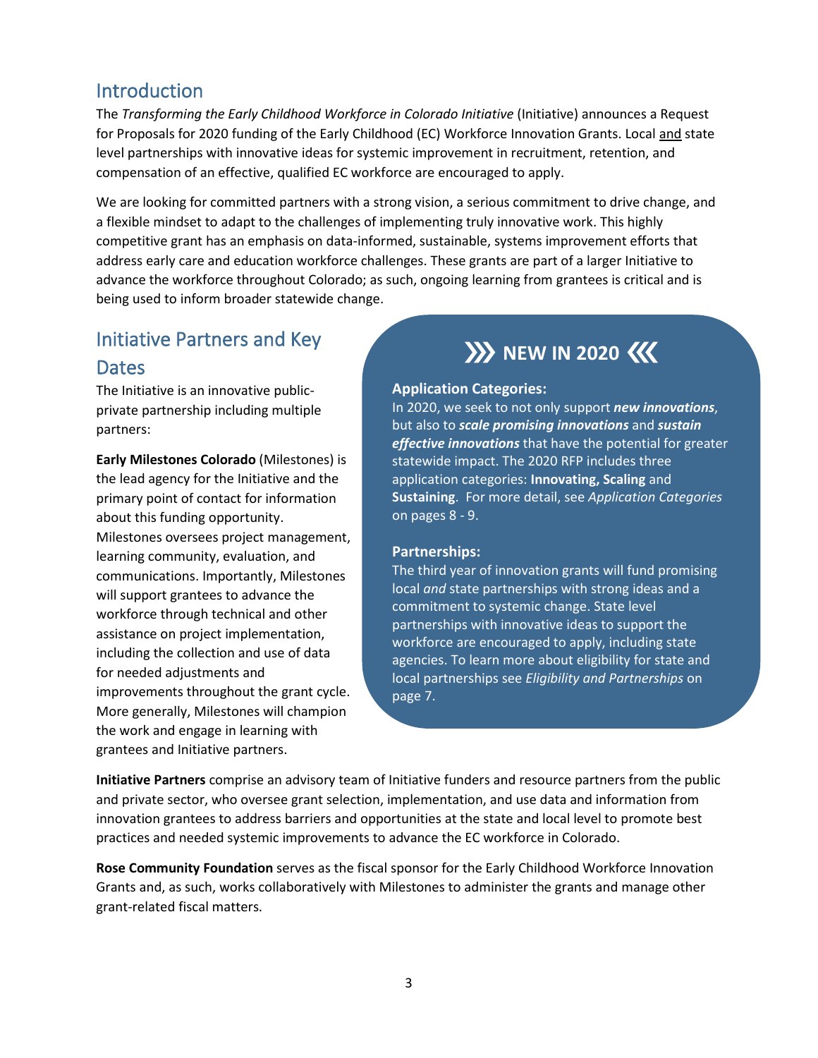## Introduction

The *Transforming the Early Childhood Workforce in Colorado Initiative* (Initiative) announces a Request for Proposals for 2020 funding of the Early Childhood (EC) Workforce Innovation Grants. Local and state level partnerships with innovative ideas for systemic improvement in recruitment, retention, and compensation of an effective, qualified EC workforce are encouraged to apply.

We are looking for committed partners with a strong vision, a serious commitment to drive change, and a flexible mindset to adapt to the challenges of implementing truly innovative work. This highly competitive grant has an emphasis on data-informed, sustainable, systems improvement efforts that address early care and education workforce challenges. These grants are part of a larger Initiative to advance the workforce throughout Colorado; as such, ongoing learning from grantees is critical and is being used to inform broader statewide change.

## Initiative Partners and Key Dates

The Initiative is an innovative public-private partnership including multiple partners:

**Early Milestones Colorado** (Milestones) is the lead agency for the Initiative and the primary point of contact for information about this funding opportunity. Milestones oversees project management, learning community, evaluation, and communications. Importantly, Milestones will support grantees to advance the workforce through technical and other assistance on project implementation, including the collection and use of data for needed adjustments and improvements throughout the grant cycle. More generally, Milestones will champion the work and engage in learning with grantees and Initiative partners.

### NEW IN 2020

**Application Categories:**
In 2020, we seek to not only support ***new innovations***, but also to ***scale promising innovations*** and ***sustain effective innovations*** that have the potential for greater statewide impact. The 2020 RFP includes three application categories: **Innovating, Scaling** and **Sustaining**. For more detail, see *Application Categories* on pages 8 - 9.

**Partnerships:**
The third year of innovation grants will fund promising local *and* state partnerships with strong ideas and a commitment to systemic change. State level partnerships with innovative ideas to support the workforce are encouraged to apply, including state agencies. To learn more about eligibility for state and local partnerships see *Eligibility and Partnerships* on page 7.

**Initiative Partners** comprise an advisory team of Initiative funders and resource partners from the public and private sector, who oversee grant selection, implementation, and use data and information from innovation grantees to address barriers and opportunities at the state and local level to promote best practices and needed systemic improvements to advance the EC workforce in Colorado.

**Rose Community Foundation** serves as the fiscal sponsor for the Early Childhood Workforce Innovation Grants and, as such, works collaboratively with Milestones to administer the grants and manage other grant-related fiscal matters.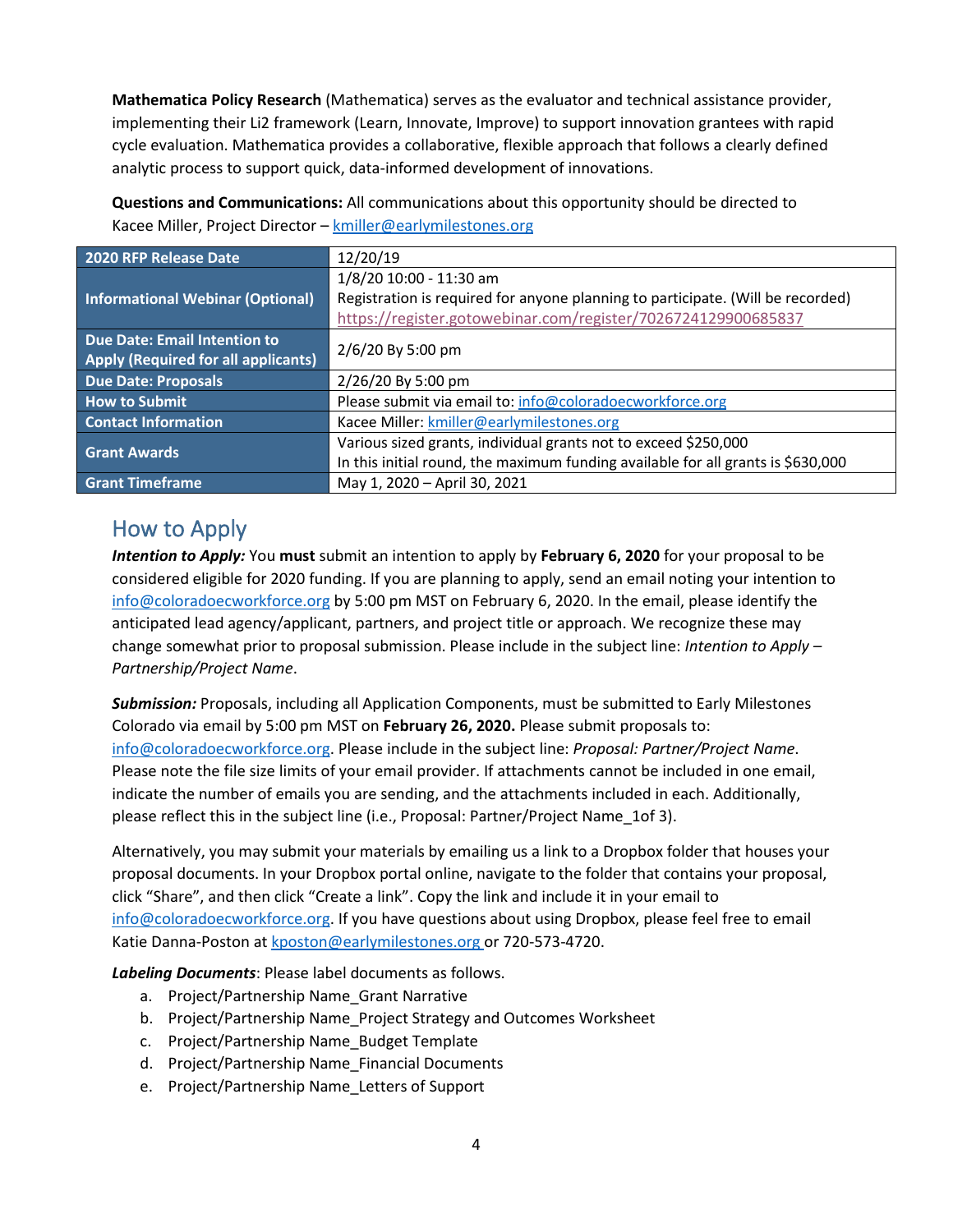**Mathematica Policy Research** (Mathematica) serves as the evaluator and technical assistance provider, implementing their Li2 framework (Learn, Innovate, Improve) to support innovation grantees with rapid cycle evaluation. Mathematica provides a collaborative, flexible approach that follows a clearly defined analytic process to support quick, data-informed development of innovations.

**Questions and Communications:** All communications about this opportunity should be directed to Kacee Miller, Project Director – kmiller@earlymilestones.org

| | |
|---|---|
| **2020 RFP Release Date** | 12/20/19 |
| **Informational Webinar (Optional)** | 1/8/20 10:00 - 11:30 am<br>Registration is required for anyone planning to participate. (Will be recorded)<br>https://register.gotowebinar.com/register/7026724129900685837 |
| **Due Date: Email Intention to Apply (Required for all applicants)** | 2/6/20 By 5:00 pm |
| **Due Date: Proposals** | 2/26/20 By 5:00 pm |
| **How to Submit** | Please submit via email to: info@coloradoecworkforce.org |
| **Contact Information** | Kacee Miller: kmiller@earlymilestones.org |
| **Grant Awards** | Various sized grants, individual grants not to exceed $250,000<br>In this initial round, the maximum funding available for all grants is $630,000 |
| **Grant Timeframe** | May 1, 2020 – April 30, 2021 |

## How to Apply

***Intention to Apply:*** You **must** submit an intention to apply by **February 6, 2020** for your proposal to be considered eligible for 2020 funding. If you are planning to apply, send an email noting your intention to info@coloradoecworkforce.org by 5:00 pm MST on February 6, 2020. In the email, please identify the anticipated lead agency/applicant, partners, and project title or approach. We recognize these may change somewhat prior to proposal submission. Please include in the subject line: *Intention to Apply – Partnership/Project Name*.

***Submission:*** Proposals, including all Application Components, must be submitted to Early Milestones Colorado via email by 5:00 pm MST on **February 26, 2020.** Please submit proposals to: info@coloradoecworkforce.org. Please include in the subject line: *Proposal: Partner/Project Name*. Please note the file size limits of your email provider. If attachments cannot be included in one email, indicate the number of emails you are sending, and the attachments included in each. Additionally, please reflect this in the subject line (i.e., Proposal: Partner/Project Name_1of 3).

Alternatively, you may submit your materials by emailing us a link to a Dropbox folder that houses your proposal documents. In your Dropbox portal online, navigate to the folder that contains your proposal, click "Share", and then click "Create a link". Copy the link and include it in your email to info@coloradoecworkforce.org. If you have questions about using Dropbox, please feel free to email Katie Danna-Poston at kposton@earlymilestones.org or 720-573-4720.

***Labeling Documents***: Please label documents as follows.

a. Project/Partnership Name_Grant Narrative
b. Project/Partnership Name_Project Strategy and Outcomes Worksheet
c. Project/Partnership Name_Budget Template
d. Project/Partnership Name_Financial Documents
e. Project/Partnership Name_Letters of Support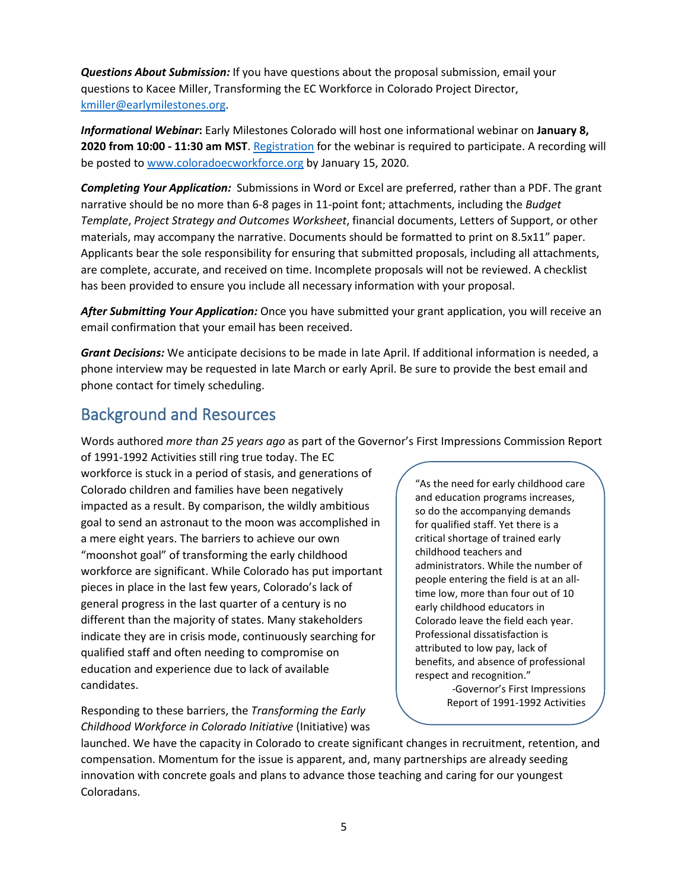***Questions About Submission:*** If you have questions about the proposal submission, email your questions to Kacee Miller, Transforming the EC Workforce in Colorado Project Director, [kmiller@earlymilestones.org](mailto:kmiller@earlymilestones.org).

***Informational Webinar*:** Early Milestones Colorado will host one informational webinar on **January 8, 2020 from 10:00 - 11:30 am MST**. [Registration]() for the webinar is required to participate. A recording will be posted to [www.coloradoecworkforce.org](http://www.coloradoecworkforce.org) by January 15, 2020.

***Completing Your Application:*** Submissions in Word or Excel are preferred, rather than a PDF. The grant narrative should be no more than 6-8 pages in 11-point font; attachments, including the *Budget Template*, *Project Strategy and Outcomes Worksheet*, financial documents, Letters of Support, or other materials, may accompany the narrative. Documents should be formatted to print on 8.5x11" paper. Applicants bear the sole responsibility for ensuring that submitted proposals, including all attachments, are complete, accurate, and received on time. Incomplete proposals will not be reviewed. A checklist has been provided to ensure you include all necessary information with your proposal.

***After Submitting Your Application:*** Once you have submitted your grant application, you will receive an email confirmation that your email has been received.

***Grant Decisions:*** We anticipate decisions to be made in late April. If additional information is needed, a phone interview may be requested in late March or early April. Be sure to provide the best email and phone contact for timely scheduling.

## Background and Resources

Words authored *more than 25 years ago* as part of the Governor's First Impressions Commission Report of 1991-1992 Activities still ring true today. The EC workforce is stuck in a period of stasis, and generations of Colorado children and families have been negatively impacted as a result. By comparison, the wildly ambitious goal to send an astronaut to the moon was accomplished in a mere eight years. The barriers to achieve our own "moonshot goal" of transforming the early childhood workforce are significant. While Colorado has put important pieces in place in the last few years, Colorado's lack of general progress in the last quarter of a century is no different than the majority of states. Many stakeholders indicate they are in crisis mode, continuously searching for qualified staff and often needing to compromise on education and experience due to lack of available candidates.

> "As the need for early childhood care and education programs increases, so do the accompanying demands for qualified staff. Yet there is a critical shortage of trained early childhood teachers and administrators. While the number of people entering the field is at an all-time low, more than four out of 10 early childhood educators in Colorado leave the field each year. Professional dissatisfaction is attributed to low pay, lack of benefits, and absence of professional respect and recognition."
>
> -Governor's First Impressions Report of 1991-1992 Activities

Responding to these barriers, the *Transforming the Early Childhood Workforce in Colorado Initiative* (Initiative) was launched. We have the capacity in Colorado to create significant changes in recruitment, retention, and compensation. Momentum for the issue is apparent, and, many partnerships are already seeding innovation with concrete goals and plans to advance those teaching and caring for our youngest Coloradans.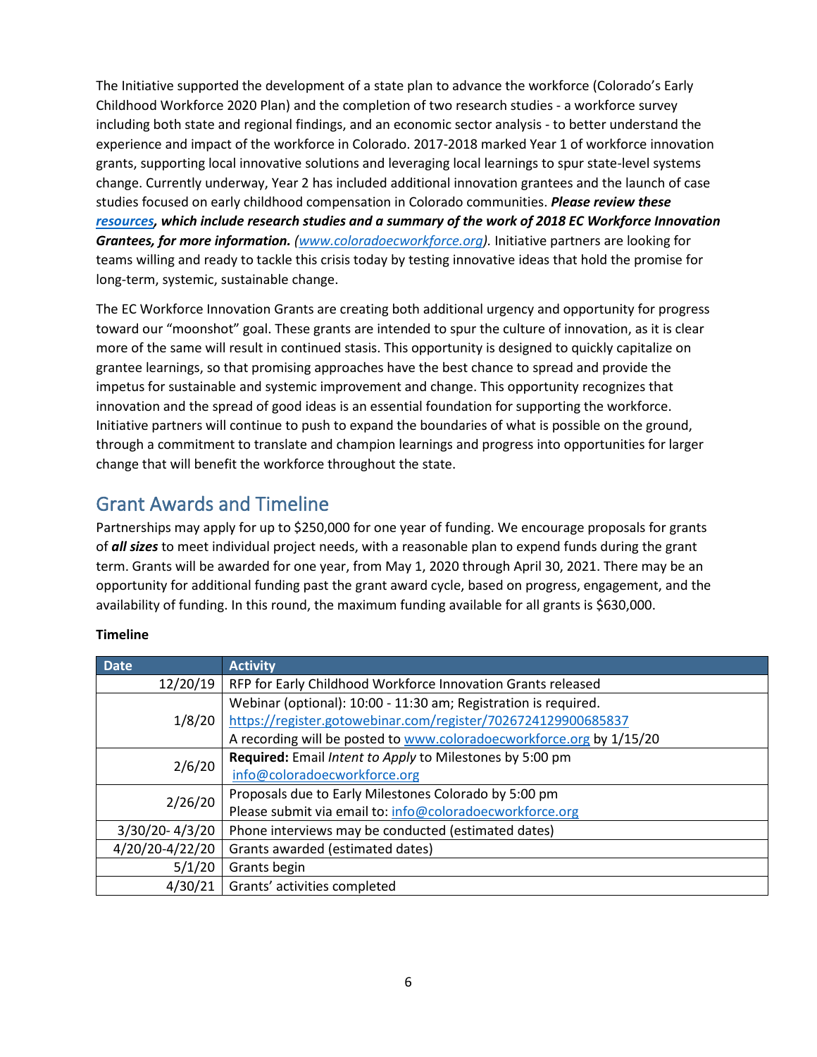The Initiative supported the development of a state plan to advance the workforce (Colorado's Early Childhood Workforce 2020 Plan) and the completion of two research studies - a workforce survey including both state and regional findings, and an economic sector analysis - to better understand the experience and impact of the workforce in Colorado. 2017-2018 marked Year 1 of workforce innovation grants, supporting local innovative solutions and leveraging local learnings to spur state-level systems change. Currently underway, Year 2 has included additional innovation grantees and the launch of case studies focused on early childhood compensation in Colorado communities. ***Please review these [resources](www.coloradoecworkforce.org), which include research studies and a summary of the work of 2018 EC Workforce Innovation Grantees, for more information. ([www.coloradoecworkforce.org](www.coloradoecworkforce.org)).*** Initiative partners are looking for teams willing and ready to tackle this crisis today by testing innovative ideas that hold the promise for long-term, systemic, sustainable change.

The EC Workforce Innovation Grants are creating both additional urgency and opportunity for progress toward our "moonshot" goal. These grants are intended to spur the culture of innovation, as it is clear more of the same will result in continued stasis. This opportunity is designed to quickly capitalize on grantee learnings, so that promising approaches have the best chance to spread and provide the impetus for sustainable and systemic improvement and change. This opportunity recognizes that innovation and the spread of good ideas is an essential foundation for supporting the workforce. Initiative partners will continue to push to expand the boundaries of what is possible on the ground, through a commitment to translate and champion learnings and progress into opportunities for larger change that will benefit the workforce throughout the state.

## Grant Awards and Timeline

Partnerships may apply for up to $250,000 for one year of funding. We encourage proposals for grants of ***all sizes*** to meet individual project needs, with a reasonable plan to expend funds during the grant term. Grants will be awarded for one year, from May 1, 2020 through April 30, 2021. There may be an opportunity for additional funding past the grant award cycle, based on progress, engagement, and the availability of funding. In this round, the maximum funding available for all grants is $630,000.

**Timeline**

| Date | Activity |
|---:|---|
| 12/20/19 | RFP for Early Childhood Workforce Innovation Grants released |
| 1/8/20 | Webinar (optional): 10:00 - 11:30 am; Registration is required.<br>https://register.gotowebinar.com/register/7026724129900685837<br>A recording will be posted to www.coloradoecworkforce.org by 1/15/20 |
| 2/6/20 | **Required:** Email *Intent to Apply* to Milestones by 5:00 pm<br>info@coloradoecworkforce.org |
| 2/26/20 | Proposals due to Early Milestones Colorado by 5:00 pm<br>Please submit via email to: info@coloradoecworkforce.org |
| 3/30/20- 4/3/20 | Phone interviews may be conducted (estimated dates) |
| 4/20/20-4/22/20 | Grants awarded (estimated dates) |
| 5/1/20 | Grants begin |
| 4/30/21 | Grants' activities completed |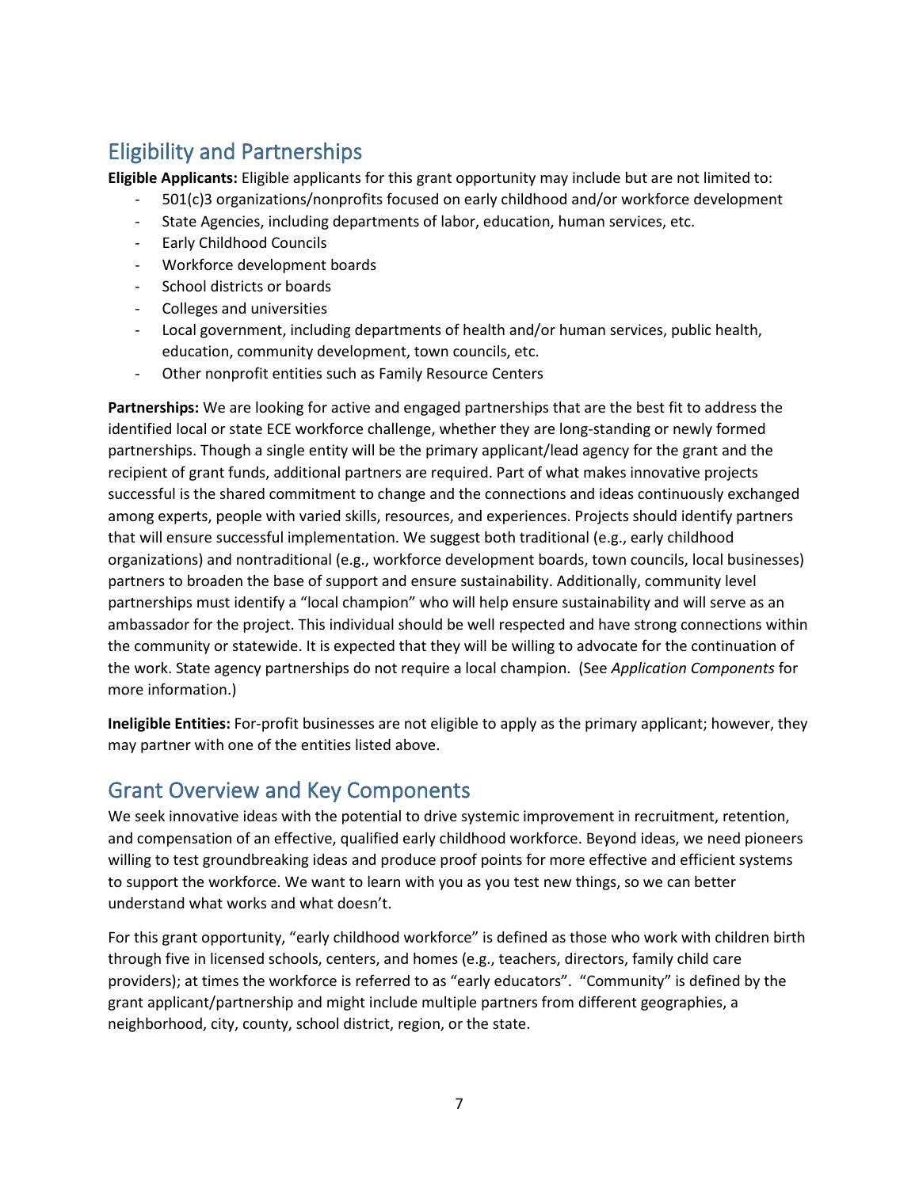## Eligibility and Partnerships

**Eligible Applicants:** Eligible applicants for this grant opportunity may include but are not limited to:

- 501(c)3 organizations/nonprofits focused on early childhood and/or workforce development
- State Agencies, including departments of labor, education, human services, etc.
- Early Childhood Councils
- Workforce development boards
- School districts or boards
- Colleges and universities
- Local government, including departments of health and/or human services, public health, education, community development, town councils, etc.
- Other nonprofit entities such as Family Resource Centers

**Partnerships:** We are looking for active and engaged partnerships that are the best fit to address the identified local or state ECE workforce challenge, whether they are long-standing or newly formed partnerships. Though a single entity will be the primary applicant/lead agency for the grant and the recipient of grant funds, additional partners are required. Part of what makes innovative projects successful is the shared commitment to change and the connections and ideas continuously exchanged among experts, people with varied skills, resources, and experiences. Projects should identify partners that will ensure successful implementation. We suggest both traditional (e.g., early childhood organizations) and nontraditional (e.g., workforce development boards, town councils, local businesses) partners to broaden the base of support and ensure sustainability. Additionally, community level partnerships must identify a "local champion" who will help ensure sustainability and will serve as an ambassador for the project. This individual should be well respected and have strong connections within the community or statewide. It is expected that they will be willing to advocate for the continuation of the work. State agency partnerships do not require a local champion. (See *Application Components* for more information.)

**Ineligible Entities:** For-profit businesses are not eligible to apply as the primary applicant; however, they may partner with one of the entities listed above.

## Grant Overview and Key Components

We seek innovative ideas with the potential to drive systemic improvement in recruitment, retention, and compensation of an effective, qualified early childhood workforce. Beyond ideas, we need pioneers willing to test groundbreaking ideas and produce proof points for more effective and efficient systems to support the workforce. We want to learn with you as you test new things, so we can better understand what works and what doesn't.

For this grant opportunity, "early childhood workforce" is defined as those who work with children birth through five in licensed schools, centers, and homes (e.g., teachers, directors, family child care providers); at times the workforce is referred to as "early educators". "Community" is defined by the grant applicant/partnership and might include multiple partners from different geographies, a neighborhood, city, county, school district, region, or the state.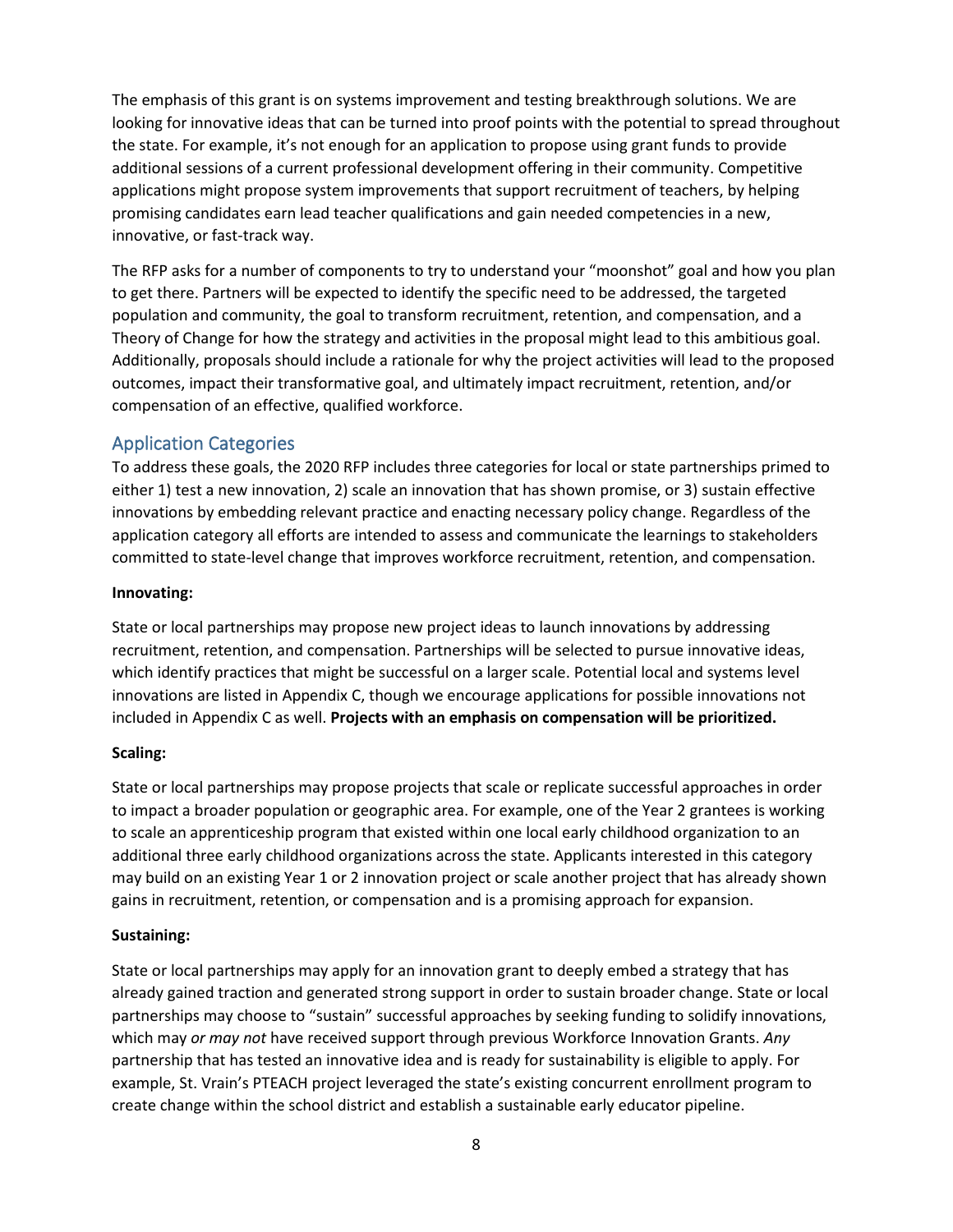The emphasis of this grant is on systems improvement and testing breakthrough solutions. We are looking for innovative ideas that can be turned into proof points with the potential to spread throughout the state. For example, it's not enough for an application to propose using grant funds to provide additional sessions of a current professional development offering in their community. Competitive applications might propose system improvements that support recruitment of teachers, by helping promising candidates earn lead teacher qualifications and gain needed competencies in a new, innovative, or fast-track way.

The RFP asks for a number of components to try to understand your "moonshot" goal and how you plan to get there. Partners will be expected to identify the specific need to be addressed, the targeted population and community, the goal to transform recruitment, retention, and compensation, and a Theory of Change for how the strategy and activities in the proposal might lead to this ambitious goal. Additionally, proposals should include a rationale for why the project activities will lead to the proposed outcomes, impact their transformative goal, and ultimately impact recruitment, retention, and/or compensation of an effective, qualified workforce.

## Application Categories

To address these goals, the 2020 RFP includes three categories for local or state partnerships primed to either 1) test a new innovation, 2) scale an innovation that has shown promise, or 3) sustain effective innovations by embedding relevant practice and enacting necessary policy change. Regardless of the application category all efforts are intended to assess and communicate the learnings to stakeholders committed to state-level change that improves workforce recruitment, retention, and compensation.

**Innovating:**

State or local partnerships may propose new project ideas to launch innovations by addressing recruitment, retention, and compensation. Partnerships will be selected to pursue innovative ideas, which identify practices that might be successful on a larger scale. Potential local and systems level innovations are listed in Appendix C, though we encourage applications for possible innovations not included in Appendix C as well. **Projects with an emphasis on compensation will be prioritized.**

**Scaling:**

State or local partnerships may propose projects that scale or replicate successful approaches in order to impact a broader population or geographic area. For example, one of the Year 2 grantees is working to scale an apprenticeship program that existed within one local early childhood organization to an additional three early childhood organizations across the state. Applicants interested in this category may build on an existing Year 1 or 2 innovation project or scale another project that has already shown gains in recruitment, retention, or compensation and is a promising approach for expansion.

**Sustaining:**

State or local partnerships may apply for an innovation grant to deeply embed a strategy that has already gained traction and generated strong support in order to sustain broader change. State or local partnerships may choose to "sustain" successful approaches by seeking funding to solidify innovations, which may *or may not* have received support through previous Workforce Innovation Grants. *Any* partnership that has tested an innovative idea and is ready for sustainability is eligible to apply. For example, St. Vrain's PTEACH project leveraged the state's existing concurrent enrollment program to create change within the school district and establish a sustainable early educator pipeline.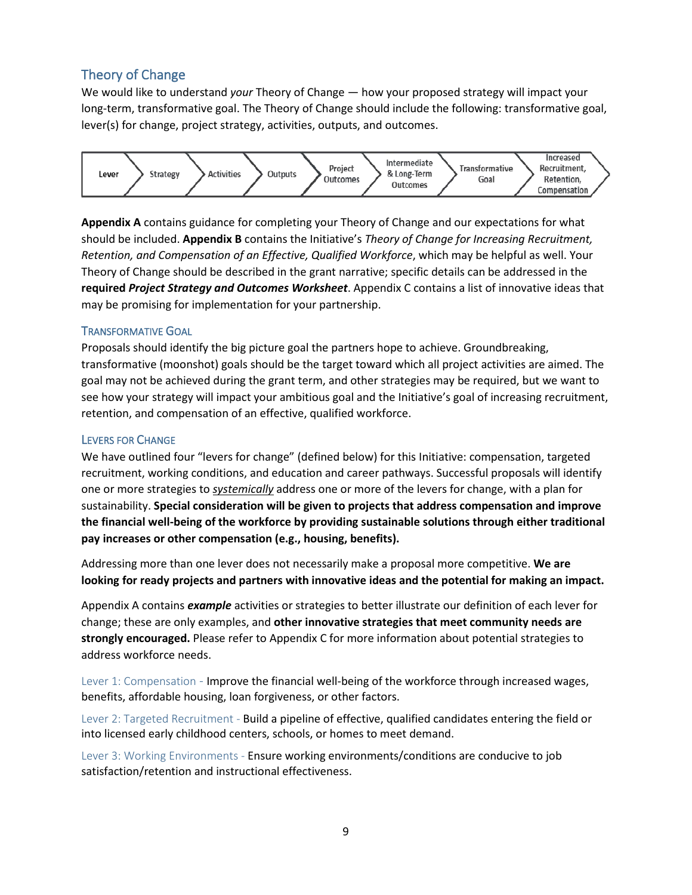## Theory of Change

We would like to understand *your* Theory of Change — how your proposed strategy will impact your long-term, transformative goal. The Theory of Change should include the following: transformative goal, lever(s) for change, project strategy, activities, outputs, and outcomes.

Lever → Strategy → Activities → Outputs → Project Outcomes → Intermediate & Long-Term Outcomes → Transformative Goal → Increased Recruitment, Retention, Compensation

**Appendix A** contains guidance for completing your Theory of Change and our expectations for what should be included. **Appendix B** contains the Initiative's *Theory of Change for Increasing Recruitment, Retention, and Compensation of an Effective, Qualified Workforce*, which may be helpful as well. Your Theory of Change should be described in the grant narrative; specific details can be addressed in the **required *Project Strategy and Outcomes Worksheet***. Appendix C contains a list of innovative ideas that may be promising for implementation for your partnership.

### Transformative Goal

Proposals should identify the big picture goal the partners hope to achieve. Groundbreaking, transformative (moonshot) goals should be the target toward which all project activities are aimed. The goal may not be achieved during the grant term, and other strategies may be required, but we want to see how your strategy will impact your ambitious goal and the Initiative's goal of increasing recruitment, retention, and compensation of an effective, qualified workforce.

### Levers for Change

We have outlined four "levers for change" (defined below) for this Initiative: compensation, targeted recruitment, working conditions, and education and career pathways. Successful proposals will identify one or more strategies to <u>*systemically*</u> address one or more of the levers for change, with a plan for sustainability. **Special consideration will be given to projects that address compensation and improve the financial well-being of the workforce by providing sustainable solutions through either traditional pay increases or other compensation (e.g., housing, benefits).**

Addressing more than one lever does not necessarily make a proposal more competitive. **We are looking for ready projects and partners with innovative ideas and the potential for making an impact.**

Appendix A contains ***example*** activities or strategies to better illustrate our definition of each lever for change; these are only examples, and **other innovative strategies that meet community needs are strongly encouraged.** Please refer to Appendix C for more information about potential strategies to address workforce needs.

Lever 1: Compensation - Improve the financial well-being of the workforce through increased wages, benefits, affordable housing, loan forgiveness, or other factors.

Lever 2: Targeted Recruitment - Build a pipeline of effective, qualified candidates entering the field or into licensed early childhood centers, schools, or homes to meet demand.

Lever 3: Working Environments - Ensure working environments/conditions are conducive to job satisfaction/retention and instructional effectiveness.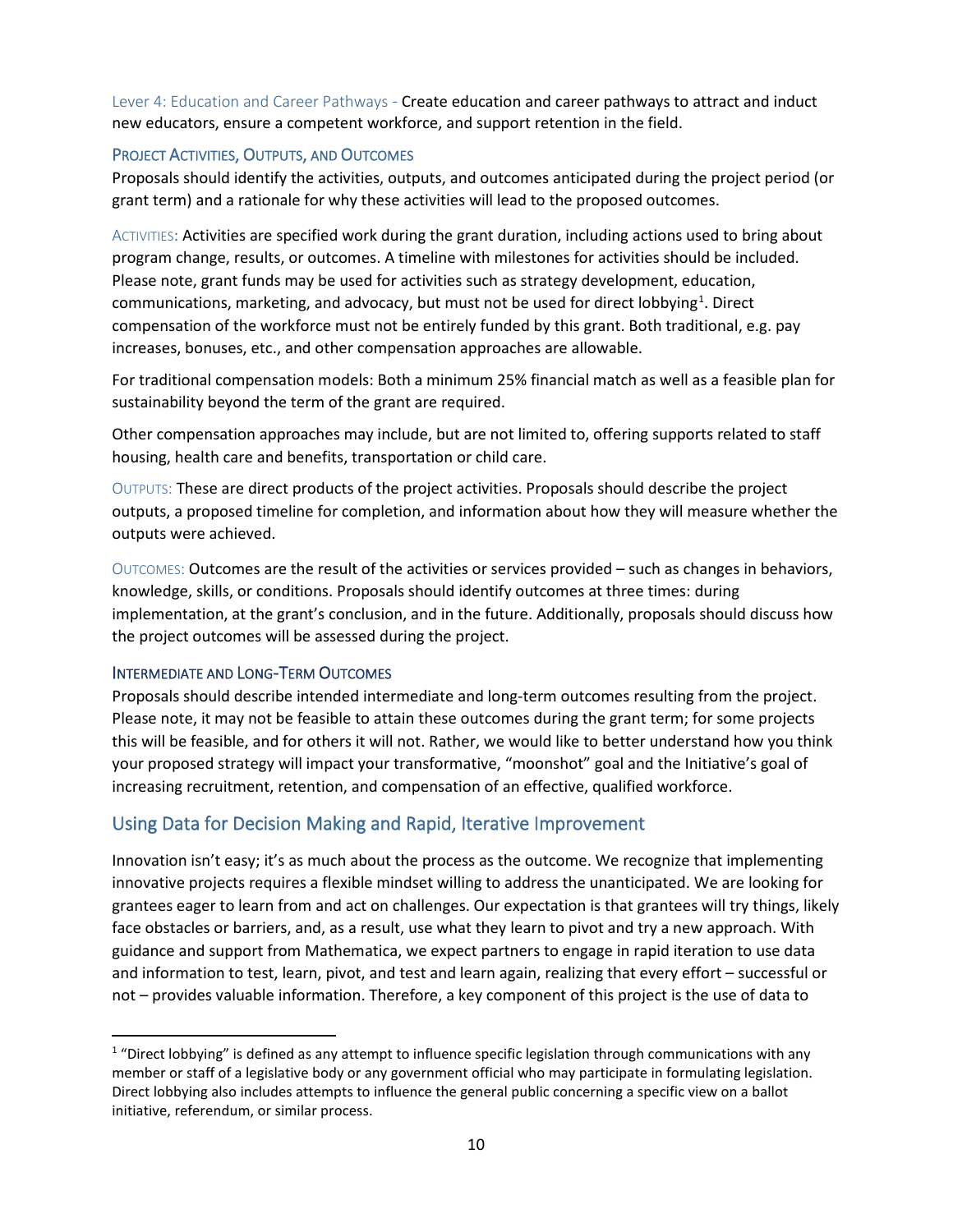Lever 4: Education and Career Pathways - Create education and career pathways to attract and induct new educators, ensure a competent workforce, and support retention in the field.

### Project Activities, Outputs, and Outcomes

Proposals should identify the activities, outputs, and outcomes anticipated during the project period (or grant term) and a rationale for why these activities will lead to the proposed outcomes.

Activities: Activities are specified work during the grant duration, including actions used to bring about program change, results, or outcomes. A timeline with milestones for activities should be included. Please note, grant funds may be used for activities such as strategy development, education, communications, marketing, and advocacy, but must not be used for direct lobbying[1]. Direct compensation of the workforce must not be entirely funded by this grant. Both traditional, e.g. pay increases, bonuses, etc., and other compensation approaches are allowable.

For traditional compensation models: Both a minimum 25% financial match as well as a feasible plan for sustainability beyond the term of the grant are required.

Other compensation approaches may include, but are not limited to, offering supports related to staff housing, health care and benefits, transportation or child care.

Outputs: These are direct products of the project activities. Proposals should describe the project outputs, a proposed timeline for completion, and information about how they will measure whether the outputs were achieved.

Outcomes: Outcomes are the result of the activities or services provided – such as changes in behaviors, knowledge, skills, or conditions. Proposals should identify outcomes at three times: during implementation, at the grant's conclusion, and in the future. Additionally, proposals should discuss how the project outcomes will be assessed during the project.

### Intermediate and Long-Term Outcomes

Proposals should describe intended intermediate and long-term outcomes resulting from the project. Please note, it may not be feasible to attain these outcomes during the grant term; for some projects this will be feasible, and for others it will not. Rather, we would like to better understand how you think your proposed strategy will impact your transformative, "moonshot" goal and the Initiative's goal of increasing recruitment, retention, and compensation of an effective, qualified workforce.

## Using Data for Decision Making and Rapid, Iterative Improvement

Innovation isn't easy; it's as much about the process as the outcome. We recognize that implementing innovative projects requires a flexible mindset willing to address the unanticipated. We are looking for grantees eager to learn from and act on challenges. Our expectation is that grantees will try things, likely face obstacles or barriers, and, as a result, use what they learn to pivot and try a new approach. With guidance and support from Mathematica, we expect partners to engage in rapid iteration to use data and information to test, learn, pivot, and test and learn again, realizing that every effort – successful or not – provides valuable information. Therefore, a key component of this project is the use of data to

---

[1] "Direct lobbying" is defined as any attempt to influence specific legislation through communications with any member or staff of a legislative body or any government official who may participate in formulating legislation. Direct lobbying also includes attempts to influence the general public concerning a specific view on a ballot initiative, referendum, or similar process.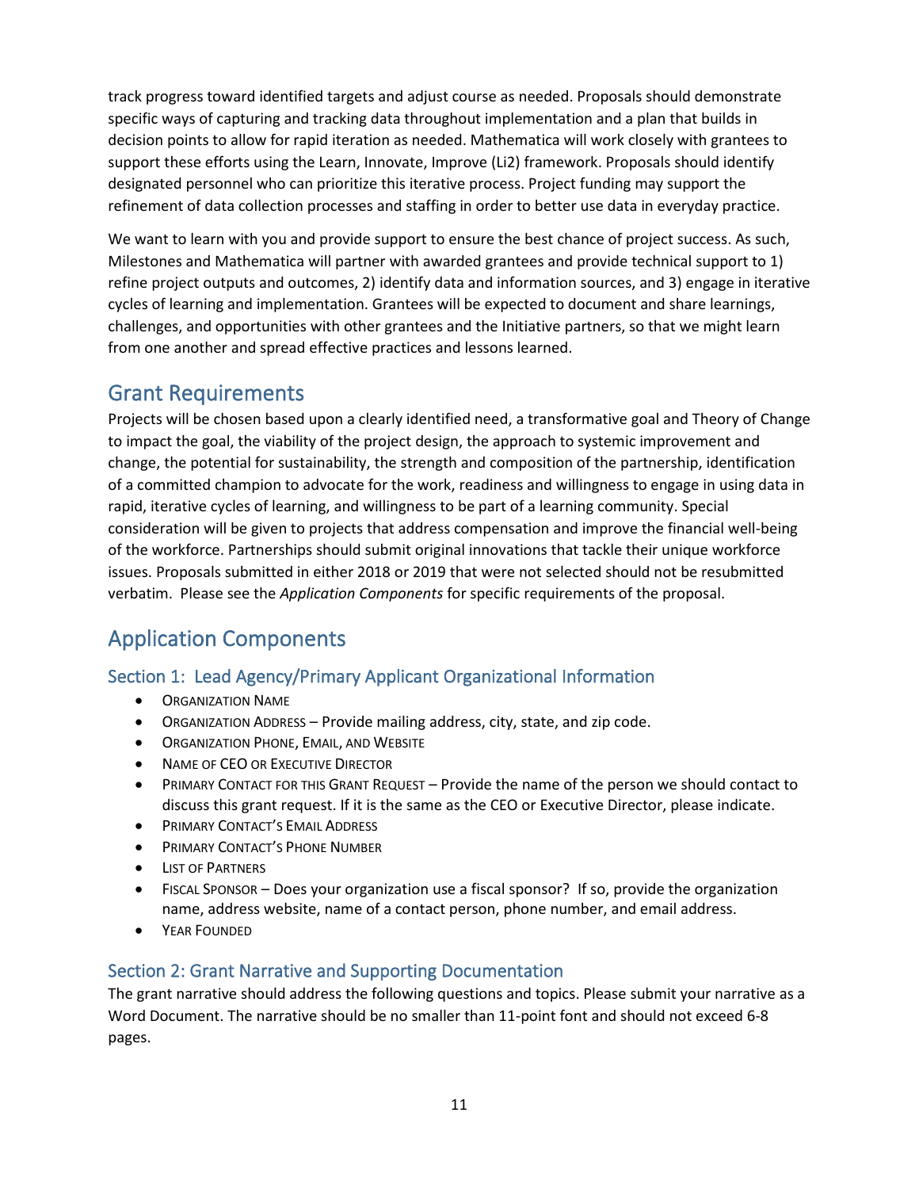track progress toward identified targets and adjust course as needed. Proposals should demonstrate specific ways of capturing and tracking data throughout implementation and a plan that builds in decision points to allow for rapid iteration as needed. Mathematica will work closely with grantees to support these efforts using the Learn, Innovate, Improve (Li2) framework. Proposals should identify designated personnel who can prioritize this iterative process. Project funding may support the refinement of data collection processes and staffing in order to better use data in everyday practice.

We want to learn with you and provide support to ensure the best chance of project success. As such, Milestones and Mathematica will partner with awarded grantees and provide technical support to 1) refine project outputs and outcomes, 2) identify data and information sources, and 3) engage in iterative cycles of learning and implementation. Grantees will be expected to document and share learnings, challenges, and opportunities with other grantees and the Initiative partners, so that we might learn from one another and spread effective practices and lessons learned.

## Grant Requirements

Projects will be chosen based upon a clearly identified need, a transformative goal and Theory of Change to impact the goal, the viability of the project design, the approach to systemic improvement and change, the potential for sustainability, the strength and composition of the partnership, identification of a committed champion to advocate for the work, readiness and willingness to engage in using data in rapid, iterative cycles of learning, and willingness to be part of a learning community. Special consideration will be given to projects that address compensation and improve the financial well-being of the workforce. Partnerships should submit original innovations that tackle their unique workforce issues. Proposals submitted in either 2018 or 2019 that were not selected should not be resubmitted verbatim. Please see the *Application Components* for specific requirements of the proposal.

## Application Components

### Section 1: Lead Agency/Primary Applicant Organizational Information

- Organization Name
- Organization Address – Provide mailing address, city, state, and zip code.
- Organization Phone, Email, and Website
- Name of CEO or Executive Director
- Primary Contact for this Grant Request – Provide the name of the person we should contact to discuss this grant request. If it is the same as the CEO or Executive Director, please indicate.
- Primary Contact's Email Address
- Primary Contact's Phone Number
- List of Partners
- Fiscal Sponsor – Does your organization use a fiscal sponsor? If so, provide the organization name, address website, name of a contact person, phone number, and email address.
- Year Founded

### Section 2: Grant Narrative and Supporting Documentation

The grant narrative should address the following questions and topics. Please submit your narrative as a Word Document. The narrative should be no smaller than 11-point font and should not exceed 6-8 pages.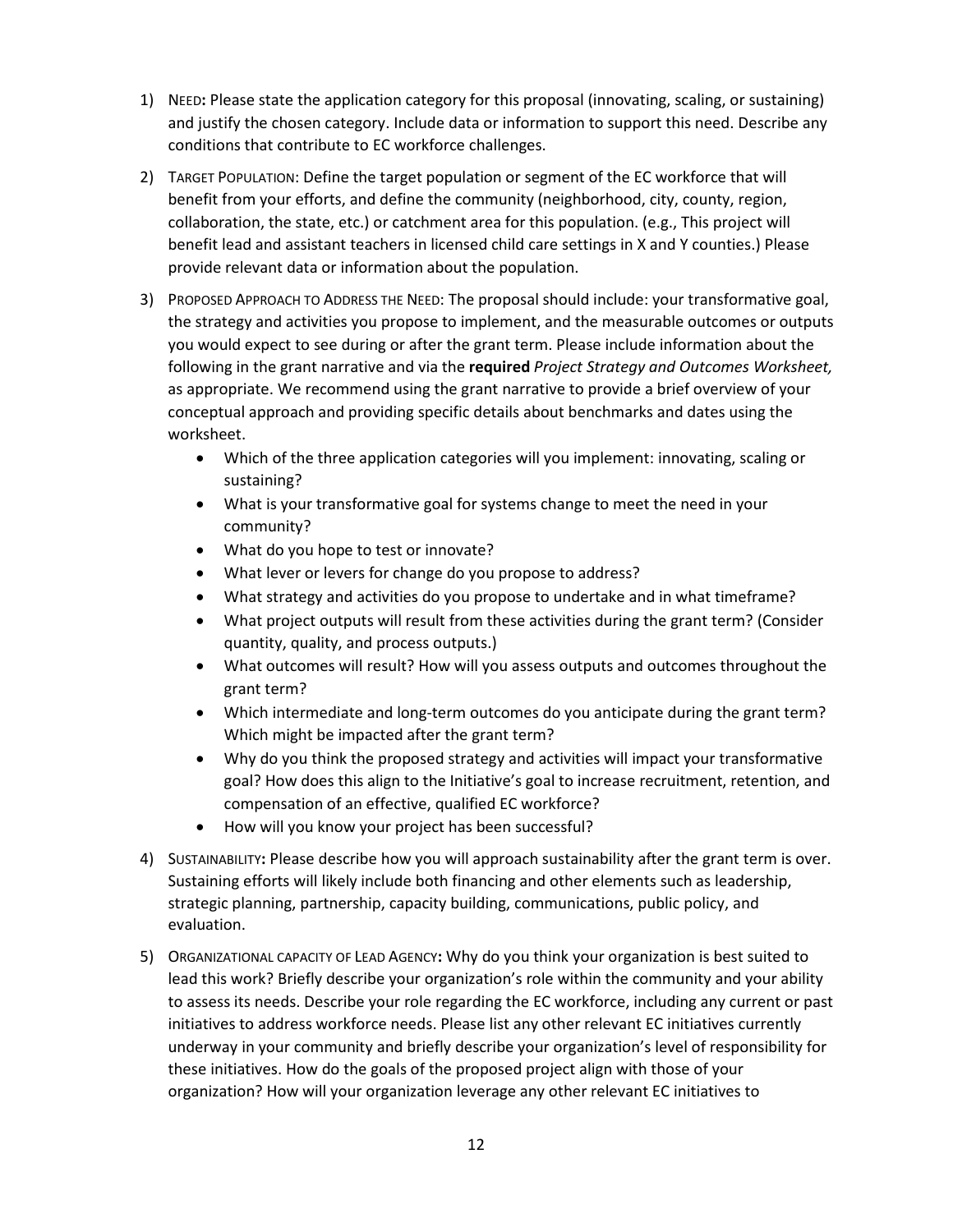1) NEED**:** Please state the application category for this proposal (innovating, scaling, or sustaining) and justify the chosen category. Include data or information to support this need. Describe any conditions that contribute to EC workforce challenges.

2) TARGET POPULATION: Define the target population or segment of the EC workforce that will benefit from your efforts, and define the community (neighborhood, city, county, region, collaboration, the state, etc.) or catchment area for this population. (e.g., This project will benefit lead and assistant teachers in licensed child care settings in X and Y counties.) Please provide relevant data or information about the population.

3) PROPOSED APPROACH TO ADDRESS THE NEED: The proposal should include: your transformative goal, the strategy and activities you propose to implement, and the measurable outcomes or outputs you would expect to see during or after the grant term. Please include information about the following in the grant narrative and via the **required** *Project Strategy and Outcomes Worksheet,* as appropriate. We recommend using the grant narrative to provide a brief overview of your conceptual approach and providing specific details about benchmarks and dates using the worksheet.
   - Which of the three application categories will you implement: innovating, scaling or sustaining?
   - What is your transformative goal for systems change to meet the need in your community?
   - What do you hope to test or innovate?
   - What lever or levers for change do you propose to address?
   - What strategy and activities do you propose to undertake and in what timeframe?
   - What project outputs will result from these activities during the grant term? (Consider quantity, quality, and process outputs.)
   - What outcomes will result? How will you assess outputs and outcomes throughout the grant term?
   - Which intermediate and long-term outcomes do you anticipate during the grant term? Which might be impacted after the grant term?
   - Why do you think the proposed strategy and activities will impact your transformative goal? How does this align to the Initiative's goal to increase recruitment, retention, and compensation of an effective, qualified EC workforce?
   - How will you know your project has been successful?

4) SUSTAINABILITY**:** Please describe how you will approach sustainability after the grant term is over. Sustaining efforts will likely include both financing and other elements such as leadership, strategic planning, partnership, capacity building, communications, public policy, and evaluation.

5) ORGANIZATIONAL CAPACITY OF LEAD AGENCY**:** Why do you think your organization is best suited to lead this work? Briefly describe your organization's role within the community and your ability to assess its needs. Describe your role regarding the EC workforce, including any current or past initiatives to address workforce needs. Please list any other relevant EC initiatives currently underway in your community and briefly describe your organization's level of responsibility for these initiatives. How do the goals of the proposed project align with those of your organization? How will your organization leverage any other relevant EC initiatives to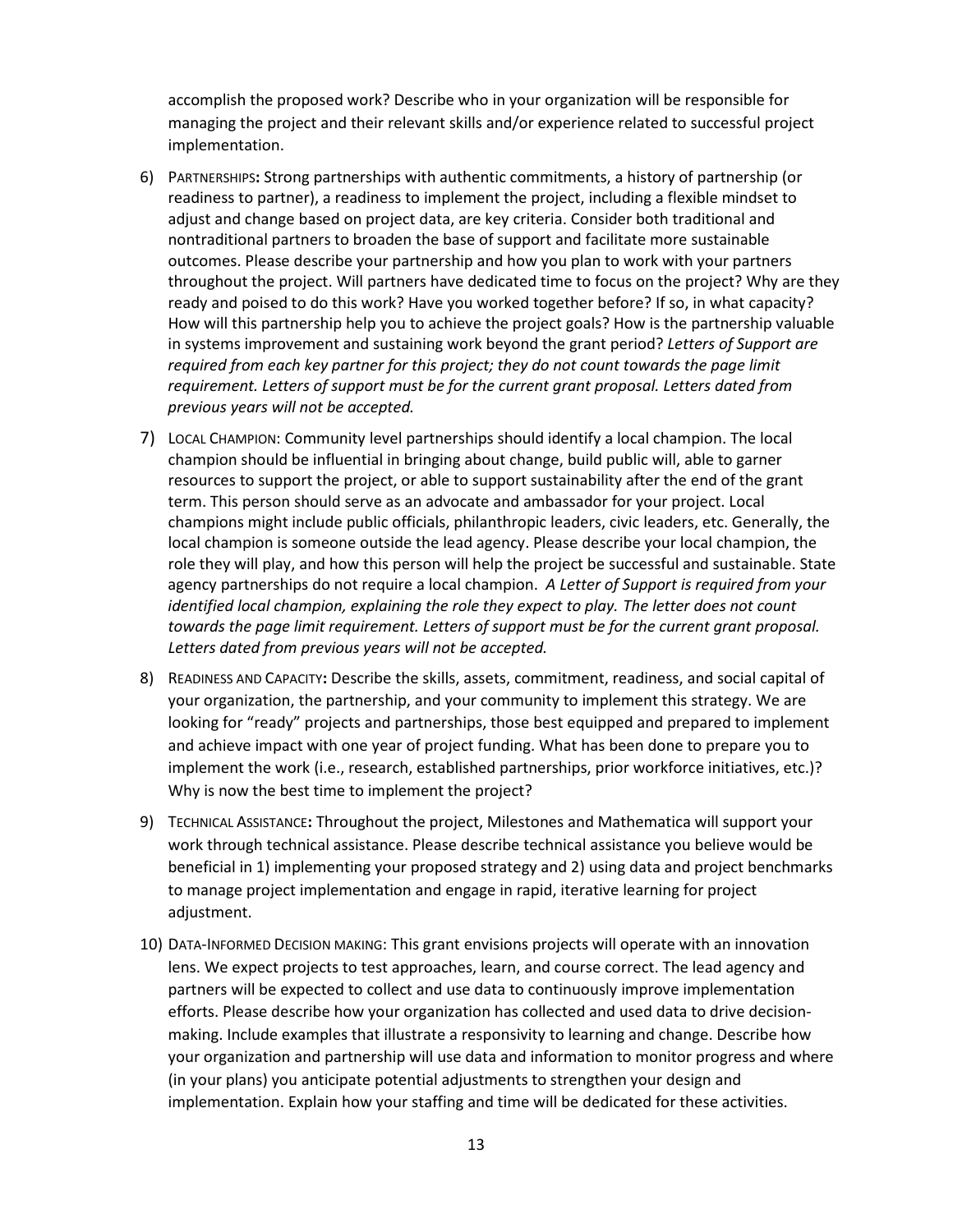accomplish the proposed work? Describe who in your organization will be responsible for managing the project and their relevant skills and/or experience related to successful project implementation.

6) PARTNERSHIPS**:** Strong partnerships with authentic commitments, a history of partnership (or readiness to partner), a readiness to implement the project, including a flexible mindset to adjust and change based on project data, are key criteria. Consider both traditional and nontraditional partners to broaden the base of support and facilitate more sustainable outcomes. Please describe your partnership and how you plan to work with your partners throughout the project. Will partners have dedicated time to focus on the project? Why are they ready and poised to do this work? Have you worked together before? If so, in what capacity? How will this partnership help you to achieve the project goals? How is the partnership valuable in systems improvement and sustaining work beyond the grant period? *Letters of Support are required from each key partner for this project; they do not count towards the page limit requirement. Letters of support must be for the current grant proposal. Letters dated from previous years will not be accepted.*

7) LOCAL CHAMPION: Community level partnerships should identify a local champion. The local champion should be influential in bringing about change, build public will, able to garner resources to support the project, or able to support sustainability after the end of the grant term. This person should serve as an advocate and ambassador for your project. Local champions might include public officials, philanthropic leaders, civic leaders, etc. Generally, the local champion is someone outside the lead agency. Please describe your local champion, the role they will play, and how this person will help the project be successful and sustainable. State agency partnerships do not require a local champion. *A Letter of Support is required from your identified local champion, explaining the role they expect to play. The letter does not count towards the page limit requirement. Letters of support must be for the current grant proposal. Letters dated from previous years will not be accepted.*

8) READINESS AND CAPACITY**:** Describe the skills, assets, commitment, readiness, and social capital of your organization, the partnership, and your community to implement this strategy. We are looking for "ready" projects and partnerships, those best equipped and prepared to implement and achieve impact with one year of project funding. What has been done to prepare you to implement the work (i.e., research, established partnerships, prior workforce initiatives, etc.)? Why is now the best time to implement the project?

9) TECHNICAL ASSISTANCE**:** Throughout the project, Milestones and Mathematica will support your work through technical assistance. Please describe technical assistance you believe would be beneficial in 1) implementing your proposed strategy and 2) using data and project benchmarks to manage project implementation and engage in rapid, iterative learning for project adjustment.

10) DATA-INFORMED DECISION MAKING: This grant envisions projects will operate with an innovation lens. We expect projects to test approaches, learn, and course correct. The lead agency and partners will be expected to collect and use data to continuously improve implementation efforts. Please describe how your organization has collected and used data to drive decision-making. Include examples that illustrate a responsivity to learning and change. Describe how your organization and partnership will use data and information to monitor progress and where (in your plans) you anticipate potential adjustments to strengthen your design and implementation. Explain how your staffing and time will be dedicated for these activities.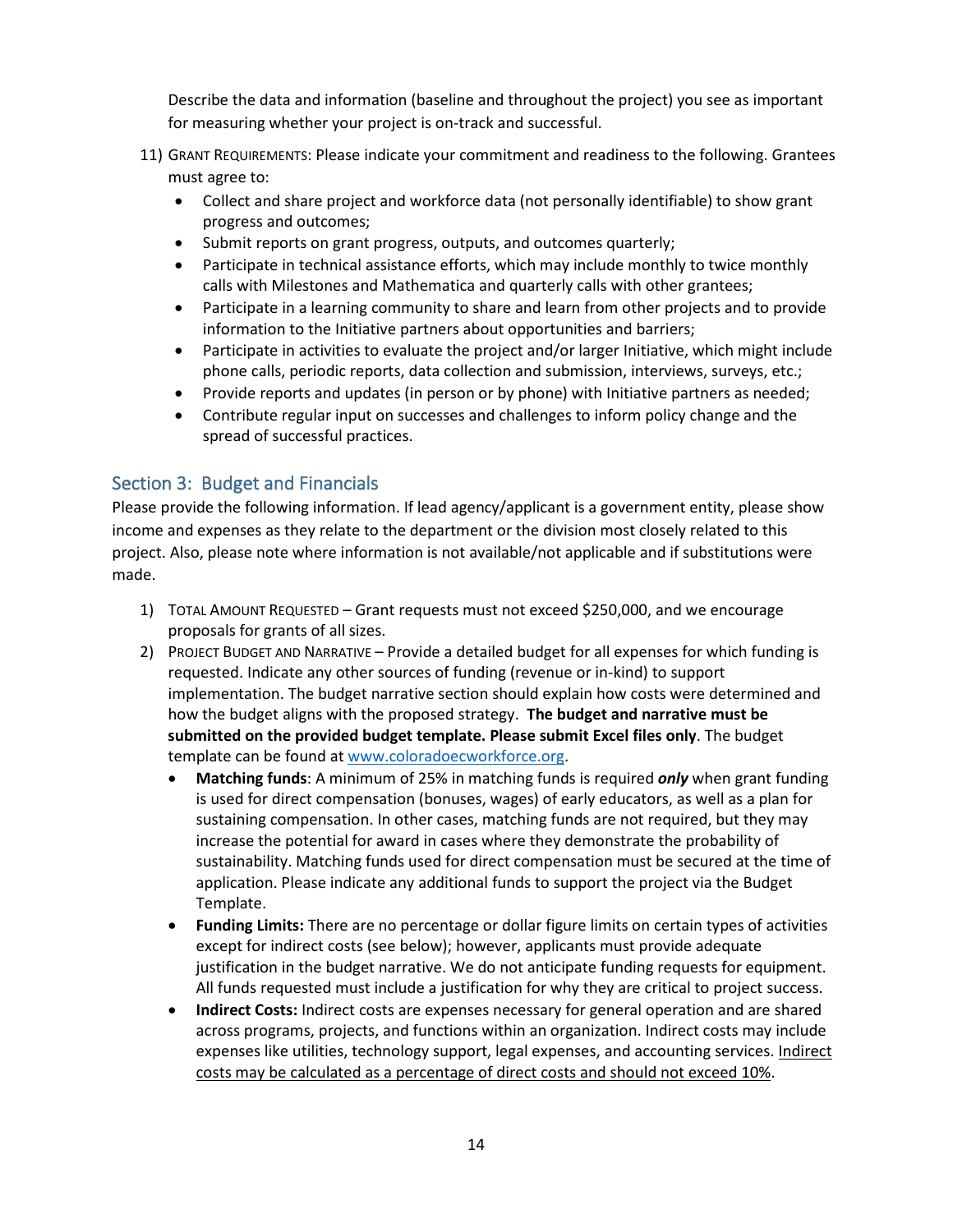Describe the data and information (baseline and throughout the project) you see as important for measuring whether your project is on-track and successful.

11) GRANT REQUIREMENTS: Please indicate your commitment and readiness to the following. Grantees must agree to:
    - Collect and share project and workforce data (not personally identifiable) to show grant progress and outcomes;
    - Submit reports on grant progress, outputs, and outcomes quarterly;
    - Participate in technical assistance efforts, which may include monthly to twice monthly calls with Milestones and Mathematica and quarterly calls with other grantees;
    - Participate in a learning community to share and learn from other projects and to provide information to the Initiative partners about opportunities and barriers;
    - Participate in activities to evaluate the project and/or larger Initiative, which might include phone calls, periodic reports, data collection and submission, interviews, surveys, etc.;
    - Provide reports and updates (in person or by phone) with Initiative partners as needed;
    - Contribute regular input on successes and challenges to inform policy change and the spread of successful practices.

## Section 3: Budget and Financials

Please provide the following information. If lead agency/applicant is a government entity, please show income and expenses as they relate to the department or the division most closely related to this project. Also, please note where information is not available/not applicable and if substitutions were made.

1) TOTAL AMOUNT REQUESTED – Grant requests must not exceed $250,000, and we encourage proposals for grants of all sizes.
2) PROJECT BUDGET AND NARRATIVE – Provide a detailed budget for all expenses for which funding is requested. Indicate any other sources of funding (revenue or in-kind) to support implementation. The budget narrative section should explain how costs were determined and how the budget aligns with the proposed strategy. **The budget and narrative must be submitted on the provided budget template. Please submit Excel files only**. The budget template can be found at [www.coloradoecworkforce.org](www.coloradoecworkforce.org).
    - **Matching funds**: A minimum of 25% in matching funds is required ***only*** when grant funding is used for direct compensation (bonuses, wages) of early educators, as well as a plan for sustaining compensation. In other cases, matching funds are not required, but they may increase the potential for award in cases where they demonstrate the probability of sustainability. Matching funds used for direct compensation must be secured at the time of application. Please indicate any additional funds to support the project via the Budget Template.
    - **Funding Limits:** There are no percentage or dollar figure limits on certain types of activities except for indirect costs (see below); however, applicants must provide adequate justification in the budget narrative. We do not anticipate funding requests for equipment. All funds requested must include a justification for why they are critical to project success.
    - **Indirect Costs:** Indirect costs are expenses necessary for general operation and are shared across programs, projects, and functions within an organization. Indirect costs may include expenses like utilities, technology support, legal expenses, and accounting services. Indirect costs may be calculated as a percentage of direct costs and should not exceed 10%.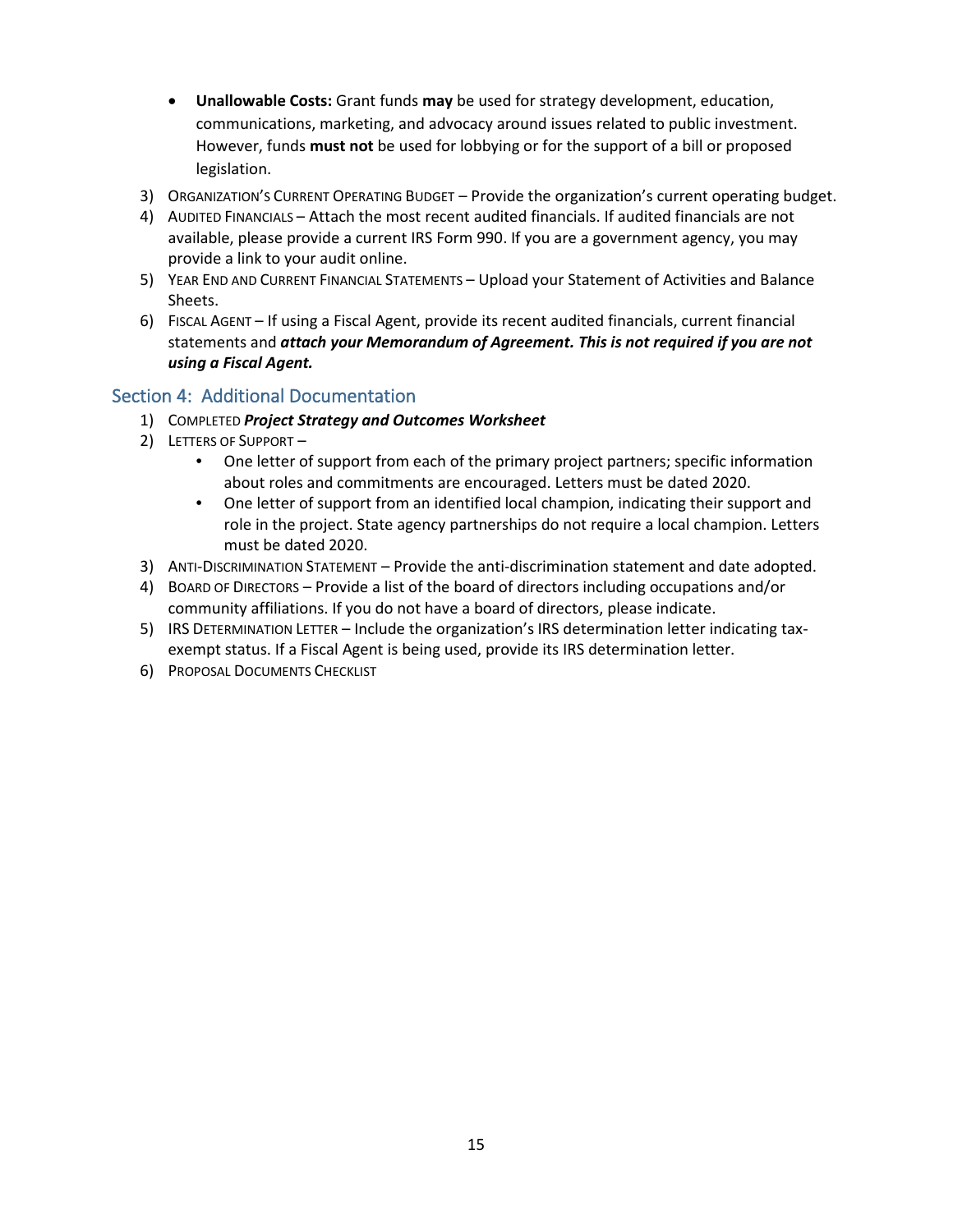- **Unallowable Costs:** Grant funds **may** be used for strategy development, education, communications, marketing, and advocacy around issues related to public investment. However, funds **must not** be used for lobbying or for the support of a bill or proposed legislation.

3) ORGANIZATION'S CURRENT OPERATING BUDGET – Provide the organization's current operating budget.
4) AUDITED FINANCIALS – Attach the most recent audited financials. If audited financials are not available, please provide a current IRS Form 990. If you are a government agency, you may provide a link to your audit online.
5) YEAR END AND CURRENT FINANCIAL STATEMENTS – Upload your Statement of Activities and Balance Sheets.
6) FISCAL AGENT – If using a Fiscal Agent, provide its recent audited financials, current financial statements and ***attach your Memorandum of Agreement. This is not required if you are not using a Fiscal Agent.***

## Section 4: Additional Documentation

1) COMPLETED ***Project Strategy and Outcomes Worksheet***
2) LETTERS OF SUPPORT –
   - One letter of support from each of the primary project partners; specific information about roles and commitments are encouraged. Letters must be dated 2020.
   - One letter of support from an identified local champion, indicating their support and role in the project. State agency partnerships do not require a local champion. Letters must be dated 2020.
3) ANTI-DISCRIMINATION STATEMENT – Provide the anti-discrimination statement and date adopted.
4) BOARD OF DIRECTORS – Provide a list of the board of directors including occupations and/or community affiliations. If you do not have a board of directors, please indicate.
5) IRS DETERMINATION LETTER – Include the organization's IRS determination letter indicating tax-exempt status. If a Fiscal Agent is being used, provide its IRS determination letter.
6) PROPOSAL DOCUMENTS CHECKLIST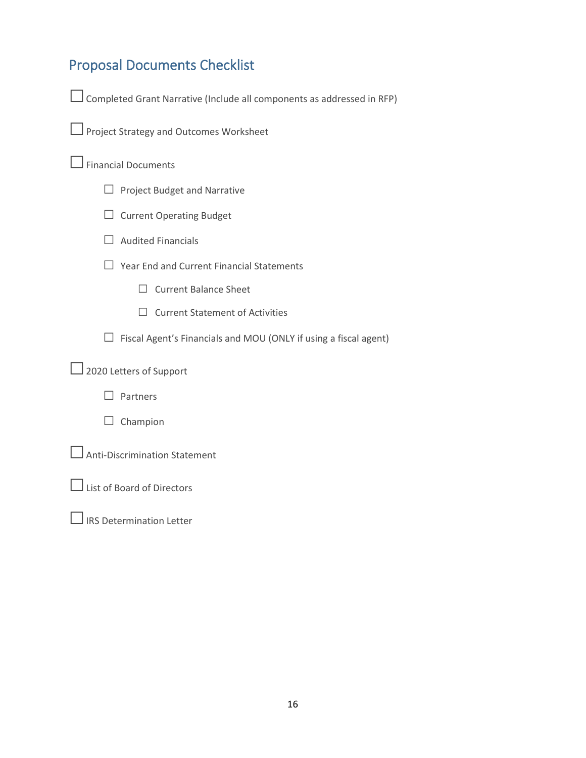## Proposal Documents Checklist

- ☐ Completed Grant Narrative (Include all components as addressed in RFP)
- ☐ Project Strategy and Outcomes Worksheet
- ☐ Financial Documents
  - ☐ Project Budget and Narrative
  - ☐ Current Operating Budget
  - ☐ Audited Financials
  - ☐ Year End and Current Financial Statements
    - ☐ Current Balance Sheet
    - ☐ Current Statement of Activities
  - ☐ Fiscal Agent's Financials and MOU (ONLY if using a fiscal agent)
- ☐ 2020 Letters of Support
  - ☐ Partners
  - ☐ Champion
- ☐ Anti-Discrimination Statement
- ☐ List of Board of Directors
- ☐ IRS Determination Letter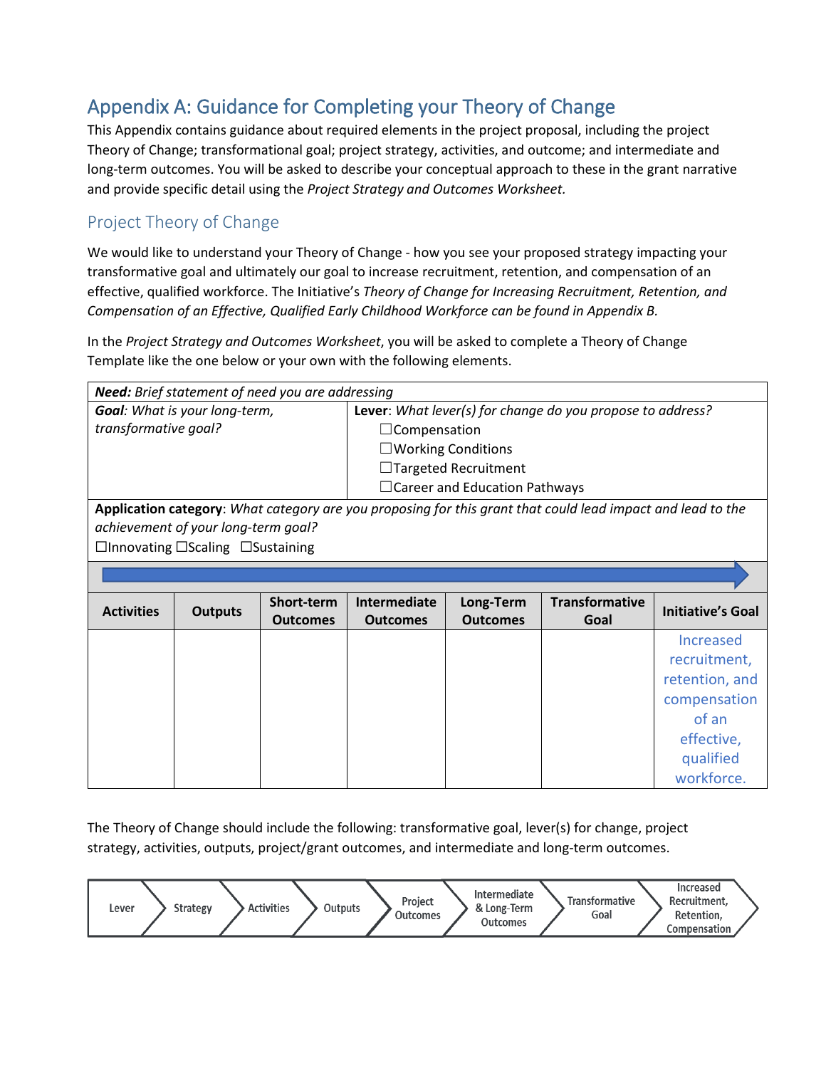# Appendix A: Guidance for Completing your Theory of Change

This Appendix contains guidance about required elements in the project proposal, including the project Theory of Change; transformational goal; project strategy, activities, and outcome; and intermediate and long-term outcomes. You will be asked to describe your conceptual approach to these in the grant narrative and provide specific detail using the *Project Strategy and Outcomes Worksheet.*

## Project Theory of Change

We would like to understand your Theory of Change - how you see your proposed strategy impacting your transformative goal and ultimately our goal to increase recruitment, retention, and compensation of an effective, qualified workforce. The Initiative's *Theory of Change for Increasing Recruitment, Retention, and Compensation of an Effective, Qualified Early Childhood Workforce can be found in Appendix B.*

In the *Project Strategy and Outcomes Worksheet*, you will be asked to complete a Theory of Change Template like the one below or your own with the following elements.

| ***Need:*** *Brief statement of need you are addressing* | |
|---|---|
| ***Goal****: What is your long-term, transformative goal?* | **Lever**: *What lever(s) for change do you propose to address?*<br>☐Compensation<br>☐Working Conditions<br>☐Targeted Recruitment<br>☐Career and Education Pathways |
| **Application category**: *What category are you proposing for this grant that could lead impact and lead to the achievement of your long-term goal?*<br>☐Innovating ☐Scaling ☐Sustaining | |

| Activities | Outputs | Short-term Outcomes | Intermediate Outcomes | Long-Term Outcomes | Transformative Goal | Initiative's Goal |
|---|---|---|---|---|---|---|
| | | | | | | Increased recruitment, retention, and compensation of an effective, qualified workforce. |

The Theory of Change should include the following: transformative goal, lever(s) for change, project strategy, activities, outputs, project/grant outcomes, and intermediate and long-term outcomes.

Lever → Strategy → Activities → Outputs → Project Outcomes → Intermediate & Long-Term Outcomes → Transformative Goal → Increased Recruitment, Retention, Compensation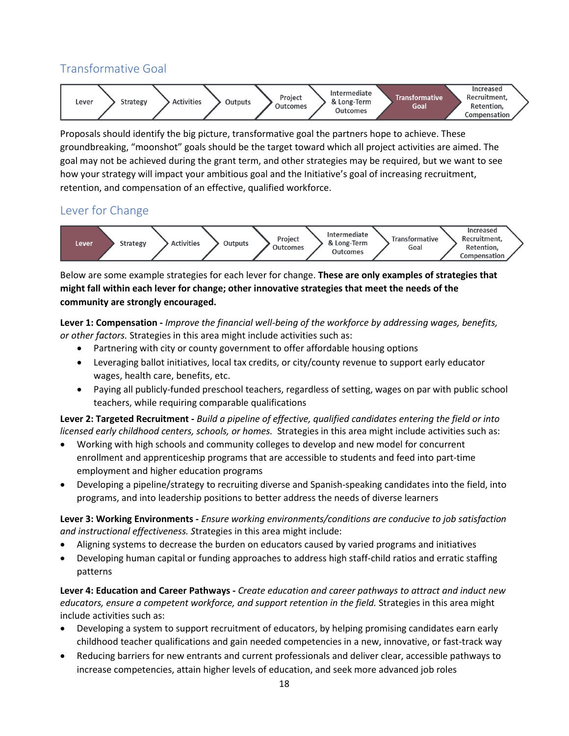## Transformative Goal

Lever → Strategy → Activities → Outputs → Project Outcomes → Intermediate & Long-Term Outcomes → **Transformative Goal** → Increased Recruitment, Retention, Compensation

Proposals should identify the big picture, transformative goal the partners hope to achieve. These groundbreaking, "moonshot" goals should be the target toward which all project activities are aimed. The goal may not be achieved during the grant term, and other strategies may be required, but we want to see how your strategy will impact your ambitious goal and the Initiative's goal of increasing recruitment, retention, and compensation of an effective, qualified workforce.

## Lever for Change

**Lever** → Strategy → Activities → Outputs → Project Outcomes → Intermediate & Long-Term Outcomes → Transformative Goal → Increased Recruitment, Retention, Compensation

Below are some example strategies for each lever for change. **These are only examples of strategies that might fall within each lever for change; other innovative strategies that meet the needs of the community are strongly encouraged.**

**Lever 1: Compensation -** *Improve the financial well-being of the workforce by addressing wages, benefits, or other factors.* Strategies in this area might include activities such as:

- Partnering with city or county government to offer affordable housing options
- Leveraging ballot initiatives, local tax credits, or city/county revenue to support early educator wages, health care, benefits, etc.
- Paying all publicly-funded preschool teachers, regardless of setting, wages on par with public school teachers, while requiring comparable qualifications

**Lever 2: Targeted Recruitment -** *Build a pipeline of effective, qualified candidates entering the field or into licensed early childhood centers, schools, or homes.* Strategies in this area might include activities such as:

- Working with high schools and community colleges to develop and new model for concurrent enrollment and apprenticeship programs that are accessible to students and feed into part-time employment and higher education programs
- Developing a pipeline/strategy to recruiting diverse and Spanish-speaking candidates into the field, into programs, and into leadership positions to better address the needs of diverse learners

**Lever 3: Working Environments -** *Ensure working environments/conditions are conducive to job satisfaction and instructional effectiveness.* Strategies in this area might include:

- Aligning systems to decrease the burden on educators caused by varied programs and initiatives
- Developing human capital or funding approaches to address high staff-child ratios and erratic staffing patterns

**Lever 4: Education and Career Pathways -** *Create education and career pathways to attract and induct new educators, ensure a competent workforce, and support retention in the field.* Strategies in this area might include activities such as:

- Developing a system to support recruitment of educators, by helping promising candidates earn early childhood teacher qualifications and gain needed competencies in a new, innovative, or fast-track way
- Reducing barriers for new entrants and current professionals and deliver clear, accessible pathways to increase competencies, attain higher levels of education, and seek more advanced job roles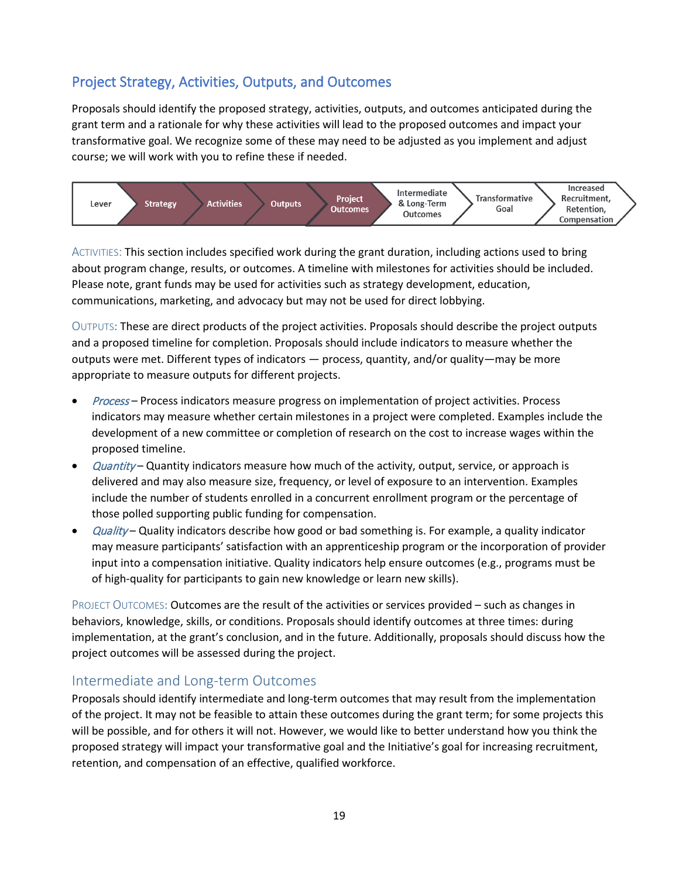## Project Strategy, Activities, Outputs, and Outcomes

Proposals should identify the proposed strategy, activities, outputs, and outcomes anticipated during the grant term and a rationale for why these activities will lead to the proposed outcomes and impact your transformative goal. We recognize some of these may need to be adjusted as you implement and adjust course; we will work with you to refine these if needed.

Lever → Strategy → Activities → Outputs → Project Outcomes → Intermediate & Long-Term Outcomes → Transformative Goal → Increased Recruitment, Retention, Compensation

ACTIVITIES: This section includes specified work during the grant duration, including actions used to bring about program change, results, or outcomes. A timeline with milestones for activities should be included. Please note, grant funds may be used for activities such as strategy development, education, communications, marketing, and advocacy but may not be used for direct lobbying.

OUTPUTS: These are direct products of the project activities. Proposals should describe the project outputs and a proposed timeline for completion. Proposals should include indicators to measure whether the outputs were met. Different types of indicators — process, quantity, and/or quality—may be more appropriate to measure outputs for different projects.

- *Process* – Process indicators measure progress on implementation of project activities. Process indicators may measure whether certain milestones in a project were completed. Examples include the development of a new committee or completion of research on the cost to increase wages within the proposed timeline.
- *Quantity* – Quantity indicators measure how much of the activity, output, service, or approach is delivered and may also measure size, frequency, or level of exposure to an intervention. Examples include the number of students enrolled in a concurrent enrollment program or the percentage of those polled supporting public funding for compensation.
- *Quality* – Quality indicators describe how good or bad something is. For example, a quality indicator may measure participants' satisfaction with an apprenticeship program or the incorporation of provider input into a compensation initiative. Quality indicators help ensure outcomes (e.g., programs must be of high-quality for participants to gain new knowledge or learn new skills).

PROJECT OUTCOMES: Outcomes are the result of the activities or services provided – such as changes in behaviors, knowledge, skills, or conditions. Proposals should identify outcomes at three times: during implementation, at the grant's conclusion, and in the future. Additionally, proposals should discuss how the project outcomes will be assessed during the project.

## Intermediate and Long-term Outcomes

Proposals should identify intermediate and long-term outcomes that may result from the implementation of the project. It may not be feasible to attain these outcomes during the grant term; for some projects this will be possible, and for others it will not. However, we would like to better understand how you think the proposed strategy will impact your transformative goal and the Initiative's goal for increasing recruitment, retention, and compensation of an effective, qualified workforce.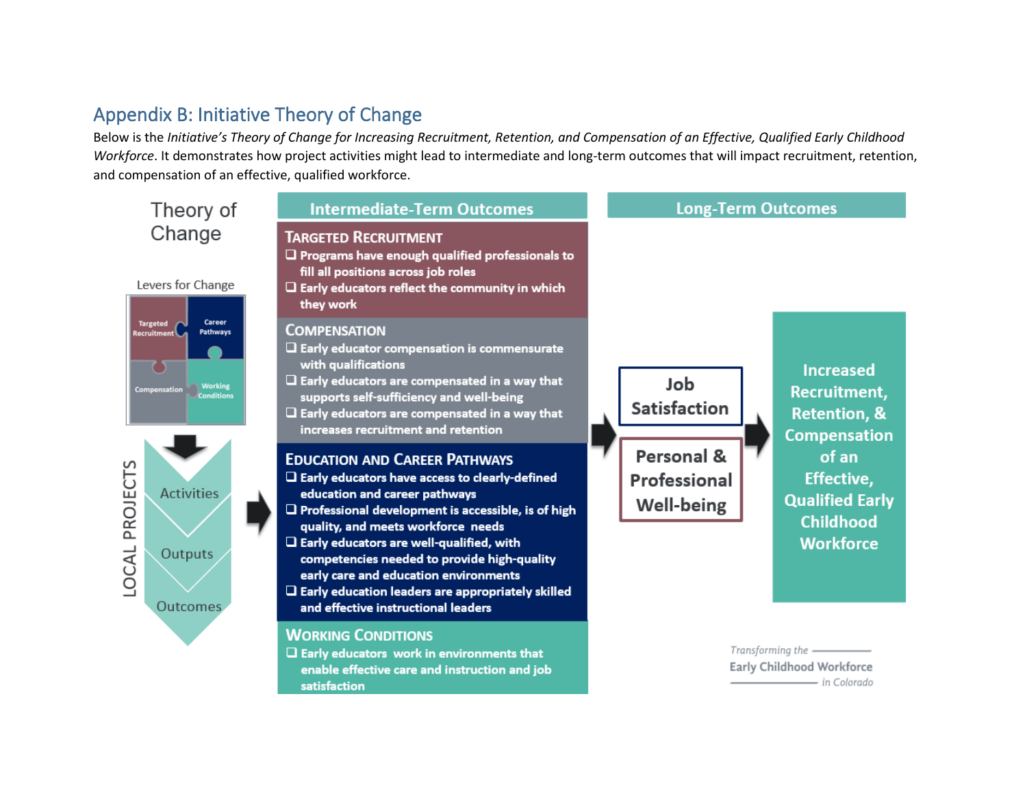## Appendix B: Initiative Theory of Change

Below is the *Initiative's Theory of Change for Increasing Recruitment, Retention, and Compensation of an Effective, Qualified Early Childhood Workforce*. It demonstrates how project activities might lead to intermediate and long-term outcomes that will impact recruitment, retention, and compensation of an effective, qualified workforce.

### Theory of Change

**Levers for Change**

- Targeted Recruitment
- Career Pathways
- Compensation
- Working Conditions

**LOCAL PROJECTS**

- Activities
- Outputs
- Outcomes

### Intermediate-Term Outcomes

**TARGETED RECRUITMENT**

- ❑ Programs have enough qualified professionals to fill all positions across job roles
- ❑ Early educators reflect the community in which they work

**COMPENSATION**

- ❑ Early educator compensation is commensurate with qualifications
- ❑ Early educators are compensated in a way that supports self-sufficiency and well-being
- ❑ Early educators are compensated in a way that increases recruitment and retention

**EDUCATION AND CAREER PATHWAYS**

- ❑ Early educators have access to clearly-defined education and career pathways
- ❑ Professional development is accessible, is of high quality, and meets workforce needs
- ❑ Early educators are well-qualified, with competencies needed to provide high-quality early care and education environments
- ❑ Early education leaders are appropriately skilled and effective instructional leaders

**WORKING CONDITIONS**

- ❑ Early educators work in environments that enable effective care and instruction and job satisfaction

### Long-Term Outcomes

- Job Satisfaction
- Personal & Professional Well-being

**Increased Recruitment, Retention, & Compensation of an Effective, Qualified Early Childhood Workforce**

*Transforming the* Early Childhood Workforce *in Colorado*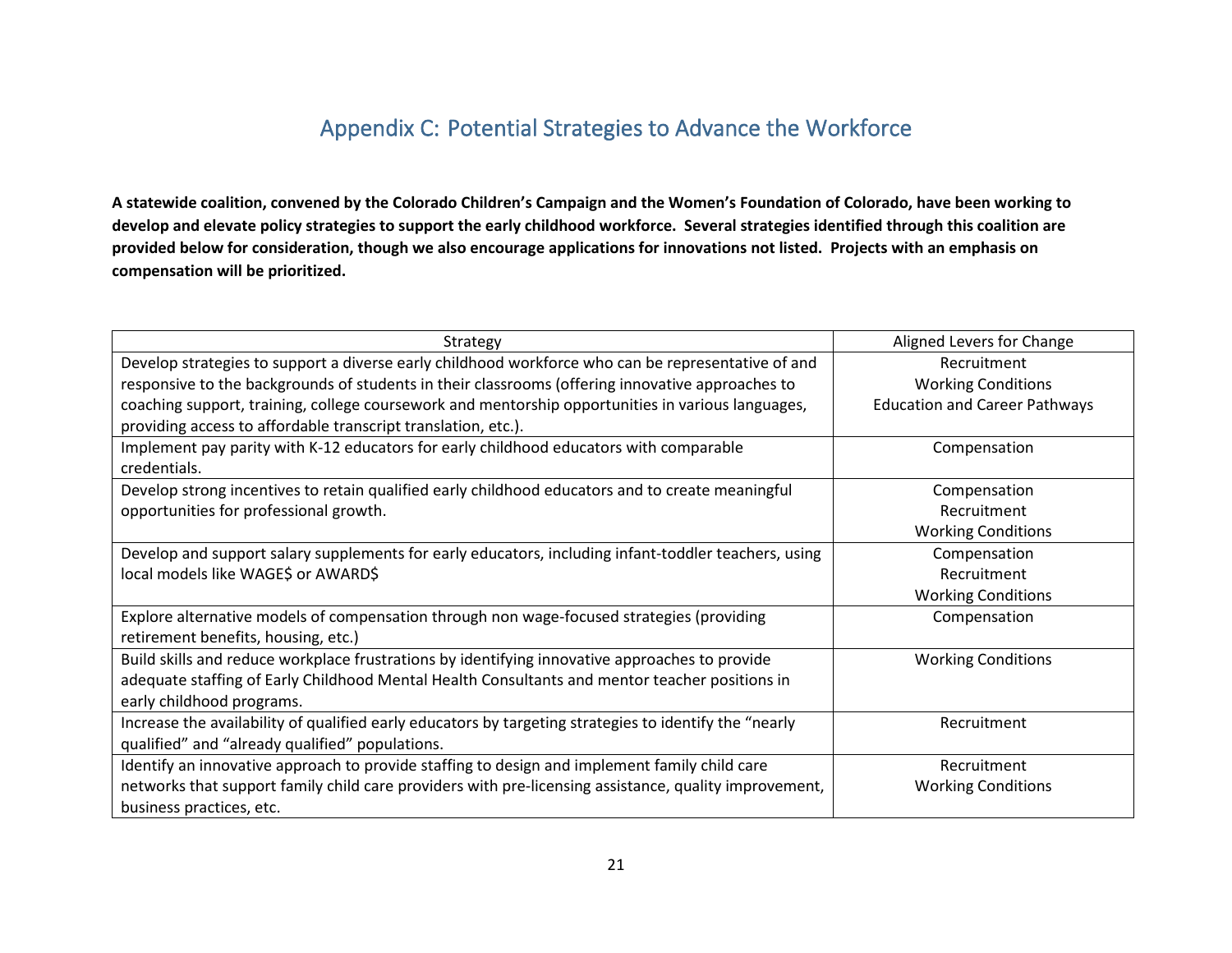## Appendix C: Potential Strategies to Advance the Workforce

**A statewide coalition, convened by the Colorado Children's Campaign and the Women's Foundation of Colorado, have been working to develop and elevate policy strategies to support the early childhood workforce. Several strategies identified through this coalition are provided below for consideration, though we also encourage applications for innovations not listed. Projects with an emphasis on compensation will be prioritized.**

| Strategy | Aligned Levers for Change |
|---|---|
| Develop strategies to support a diverse early childhood workforce who can be representative of and responsive to the backgrounds of students in their classrooms (offering innovative approaches to coaching support, training, college coursework and mentorship opportunities in various languages, providing access to affordable transcript translation, etc.). | Recruitment<br>Working Conditions<br>Education and Career Pathways |
| Implement pay parity with K-12 educators for early childhood educators with comparable credentials. | Compensation |
| Develop strong incentives to retain qualified early childhood educators and to create meaningful opportunities for professional growth. | Compensation<br>Recruitment<br>Working Conditions |
| Develop and support salary supplements for early educators, including infant-toddler teachers, using local models like WAGE$ or AWARD$ | Compensation<br>Recruitment<br>Working Conditions |
| Explore alternative models of compensation through non wage-focused strategies (providing retirement benefits, housing, etc.) | Compensation |
| Build skills and reduce workplace frustrations by identifying innovative approaches to provide adequate staffing of Early Childhood Mental Health Consultants and mentor teacher positions in early childhood programs. | Working Conditions |
| Increase the availability of qualified early educators by targeting strategies to identify the "nearly qualified" and "already qualified" populations. | Recruitment |
| Identify an innovative approach to provide staffing to design and implement family child care networks that support family child care providers with pre-licensing assistance, quality improvement, business practices, etc. | Recruitment<br>Working Conditions |